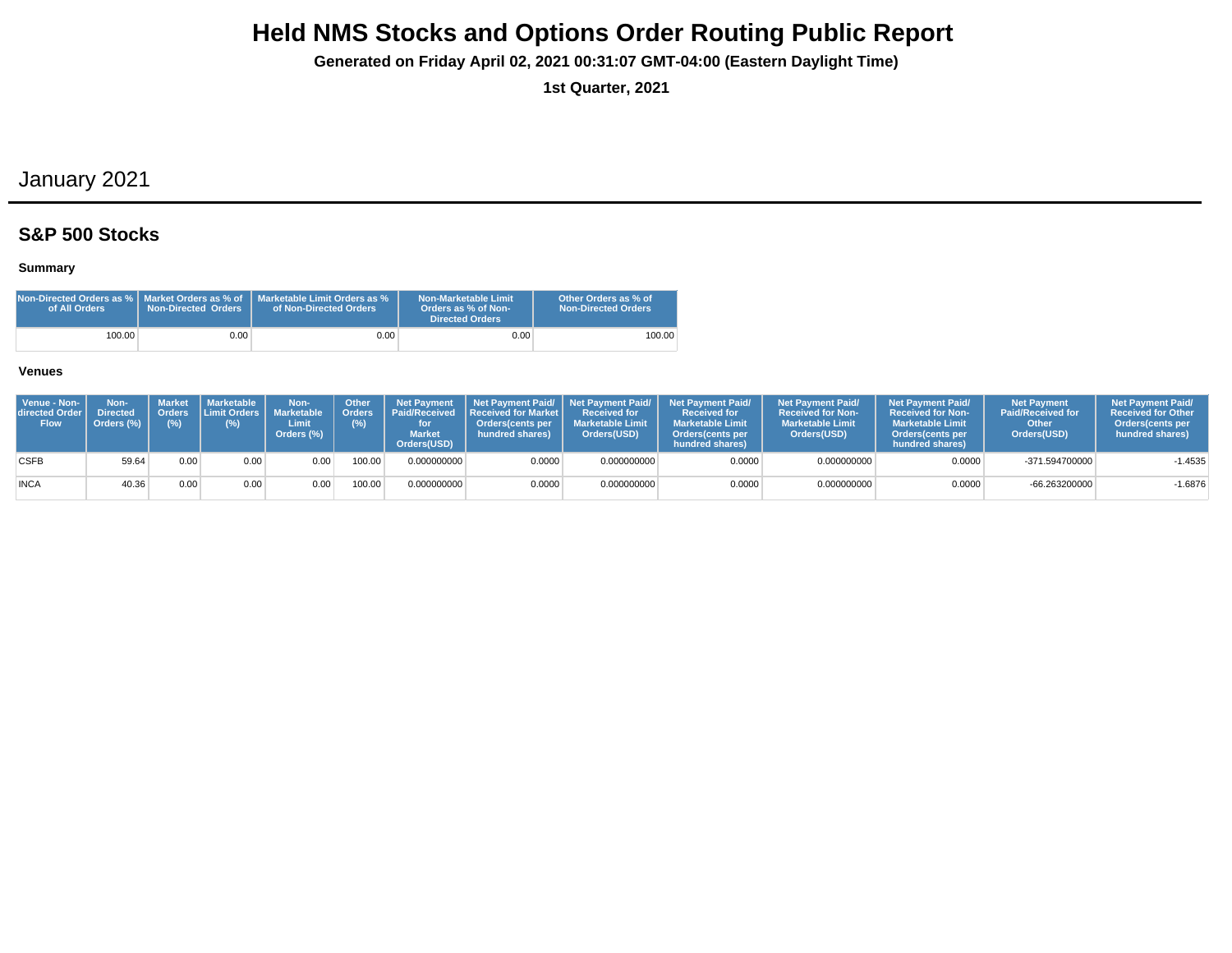# Held NMS Stocks and Options Order Routing Public Report

**Generated on Friday April 02, 2021 00:31:07 GMT-04:00 (Eastern Daylight Time)**

**1st Quarter, 2021**

## January 2021

### S&P 500 Stocks

#### Summary

| Non-Directed Orders as % of All Orders | Market Orders as % of Non-Directed Orders | Marketable Limit Orders as % of Non-Directed Orders | Non-Marketable Limit Orders as % of Non-Directed Orders | Other Orders as % of Non-Directed Orders |
|---|---|---|---|---|
| 100.00 | 0.00 | 0.00 | 0.00 | 100.00 |

#### Venues

| Venue - Non-directed Order Flow | Non-Directed Orders (%) | Market Orders (%) | Marketable Limit Orders (%) | Non-Marketable Limit Orders (%) | Other Orders (%) | Net Payment Paid/Received for Market Orders(USD) | Net Payment Paid/ Received for Market Orders(cents per hundred shares) | Net Payment Paid/ Received for Marketable Limit Orders(USD) | Net Payment Paid/ Received for Marketable Limit Orders(cents per hundred shares) | Net Payment Paid/ Received for Non-Marketable Limit Orders(USD) | Net Payment Paid/ Received for Non-Marketable Limit Orders(cents per hundred shares) | Net Payment Paid/Received for Other Orders(USD) | Net Payment Paid/ Received for Other Orders(cents per hundred shares) |
|---|---|---|---|---|---|---|---|---|---|---|---|---|---|
| CSFB | 59.64 | 0.00 | 0.00 | 0.00 | 100.00 | 0.000000000 | 0.0000 | 0.000000000 | 0.0000 | 0.000000000 | 0.0000 | -371.594700000 | -1.4535 |
| INCA | 40.36 | 0.00 | 0.00 | 0.00 | 100.00 | 0.000000000 | 0.0000 | 0.000000000 | 0.0000 | 0.000000000 | 0.0000 | -66.263200000 | -1.6876 |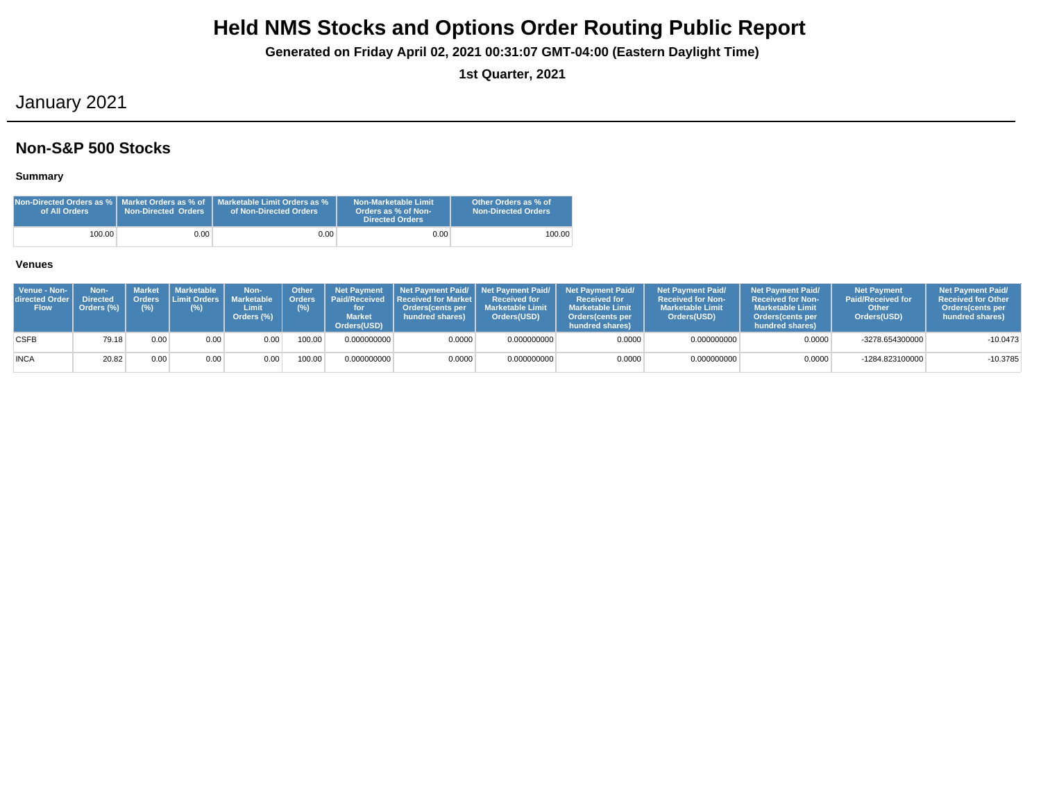# Held NMS Stocks and Options Order Routing Public Report

**Generated on Friday April 02, 2021 00:31:07 GMT-04:00 (Eastern Daylight Time)**

**1st Quarter, 2021**

## January 2021

### Non-S&P 500 Stocks

#### Summary

| Non-Directed Orders as % of All Orders | Market Orders as % of Non-Directed Orders | Marketable Limit Orders as % of Non-Directed Orders | Non-Marketable Limit Orders as % of Non-Directed Orders | Other Orders as % of Non-Directed Orders |
|---|---|---|---|---|
| 100.00 | 0.00 | 0.00 | 0.00 | 100.00 |

#### Venues

| Venue - Non-directed Order Flow | Non-Directed Orders (%) | Market Orders (%) | Marketable Limit Orders (%) | Non-Marketable Limit Orders (%) | Other Orders (%) | Net Payment Paid/Received for Market Orders(USD) | Net Payment Paid/ Received for Market Orders(cents per hundred shares) | Net Payment Paid/ Received for Marketable Limit Orders(USD) | Net Payment Paid/ Received for Marketable Limit Orders(cents per hundred shares) | Net Payment Paid/ Received for Non-Marketable Limit Orders(USD) | Net Payment Paid/ Received for Non-Marketable Limit Orders(cents per hundred shares) | Net Payment Paid/Received for Other Orders(USD) | Net Payment Paid/ Received for Other Orders(cents per hundred shares) |
|---|---|---|---|---|---|---|---|---|---|---|---|---|---|
| CSFB | 79.18 | 0.00 | 0.00 | 0.00 | 100.00 | 0.000000000 | 0.0000 | 0.000000000 | 0.0000 | 0.000000000 | 0.0000 | -3278.654300000 | -10.0473 |
| INCA | 20.82 | 0.00 | 0.00 | 0.00 | 100.00 | 0.000000000 | 0.0000 | 0.000000000 | 0.0000 | 0.000000000 | 0.0000 | -1284.823100000 | -10.3785 |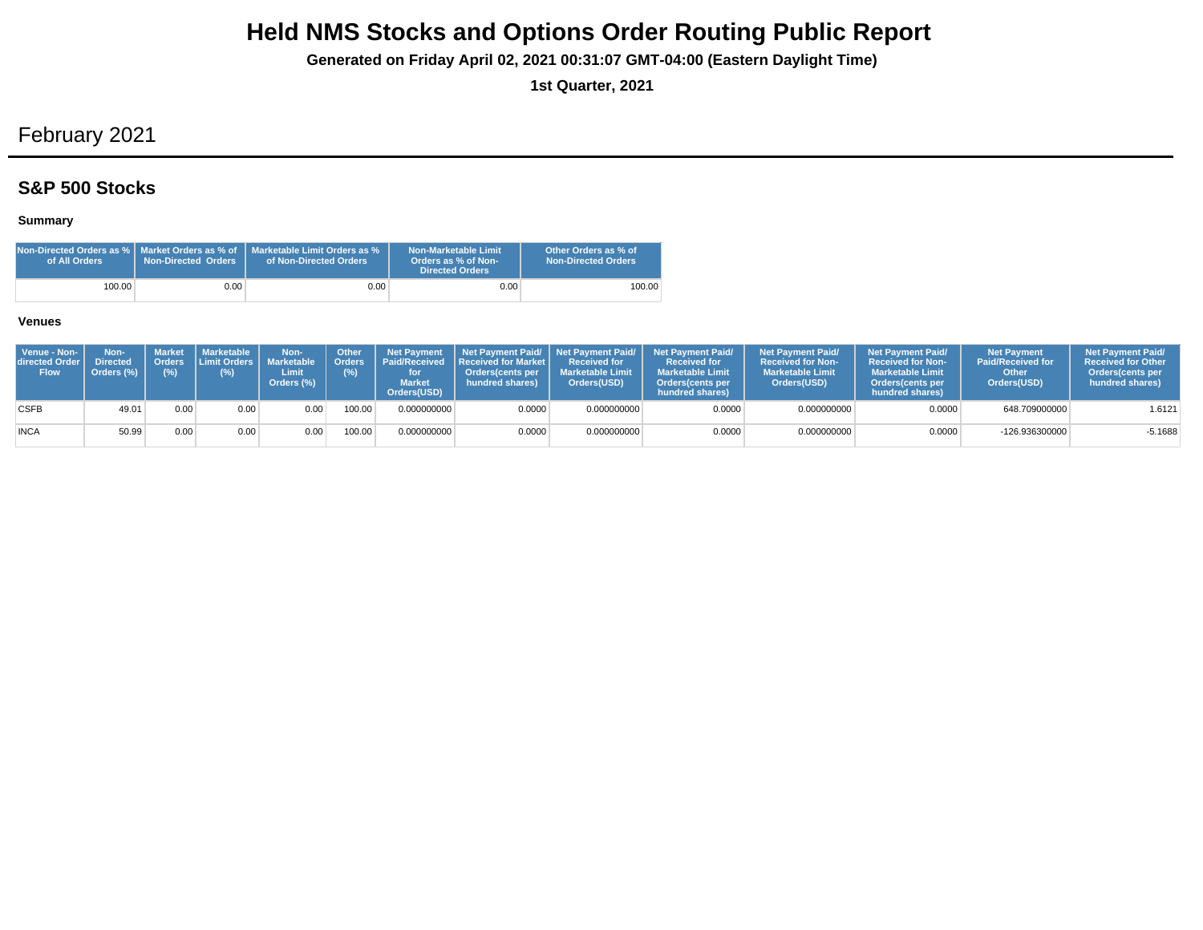# Held NMS Stocks and Options Order Routing Public Report

**Generated on Friday April 02, 2021 00:31:07 GMT-04:00 (Eastern Daylight Time)**

**1st Quarter, 2021**

## February 2021

### S&P 500 Stocks

#### Summary

| Non-Directed Orders as % of All Orders | Market Orders as % of Non-Directed Orders | Marketable Limit Orders as % of Non-Directed Orders | Non-Marketable Limit Orders as % of Non-Directed Orders | Other Orders as % of Non-Directed Orders |
|---|---|---|---|---|
| 100.00 | 0.00 | 0.00 | 0.00 | 100.00 |

#### Venues

| Venue - Non-directed Order Flow | Non-Directed Orders (%) | Market Orders (%) | Marketable Limit Orders (%) | Non-Marketable Limit Orders (%) | Other Orders (%) | Net Payment Paid/Received for Market Orders(USD) | Net Payment Paid/ Received for Market Orders(cents per hundred shares) | Net Payment Paid/ Received for Marketable Limit Orders(USD) | Net Payment Paid/ Received for Marketable Limit Orders(cents per hundred shares) | Net Payment Paid/ Received for Non-Marketable Limit Orders(USD) | Net Payment Paid/ Received for Non-Marketable Limit Orders(cents per hundred shares) | Net Payment Paid/Received for Other Orders(USD) | Net Payment Paid/ Received for Other Orders(cents per hundred shares) |
|---|---|---|---|---|---|---|---|---|---|---|---|---|---|
| CSFB | 49.01 | 0.00 | 0.00 | 0.00 | 100.00 | 0.000000000 | 0.0000 | 0.000000000 | 0.0000 | 0.000000000 | 0.0000 | 648.709000000 | 1.6121 |
| INCA | 50.99 | 0.00 | 0.00 | 0.00 | 100.00 | 0.000000000 | 0.0000 | 0.000000000 | 0.0000 | 0.000000000 | 0.0000 | -126.936300000 | -5.1688 |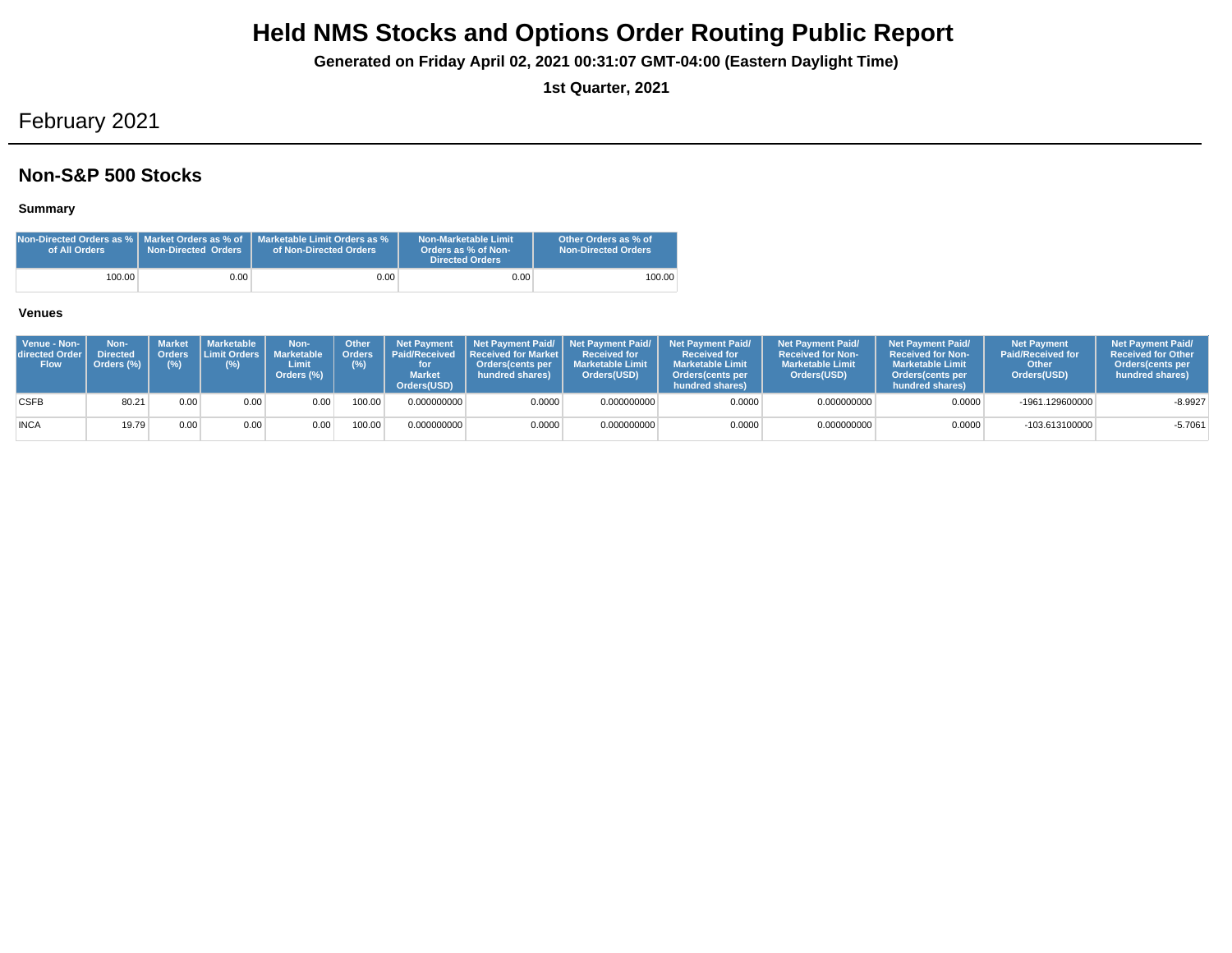# Held NMS Stocks and Options Order Routing Public Report

**Generated on Friday April 02, 2021 00:31:07 GMT-04:00 (Eastern Daylight Time)**

**1st Quarter, 2021**

## February 2021

## Non-S&P 500 Stocks

### Summary

| Non-Directed Orders as % of All Orders | Market Orders as % of Non-Directed Orders | Marketable Limit Orders as % of Non-Directed Orders | Non-Marketable Limit Orders as % of Non-Directed Orders | Other Orders as % of Non-Directed Orders |
|---|---|---|---|---|
| 100.00 | 0.00 | 0.00 | 0.00 | 100.00 |

### Venues

| Venue - Non-directed Order Flow | Non-Directed Orders (%) | Market Orders (%) | Marketable Limit Orders (%) | Non-Marketable Limit Orders (%) | Other Orders (%) | Net Payment Paid/Received for Market Orders(USD) | Net Payment Paid/ Received for Market Orders(cents per hundred shares) | Net Payment Paid/ Received for Marketable Limit Orders(USD) | Net Payment Paid/ Received for Marketable Limit Orders(cents per hundred shares) | Net Payment Paid/ Received for Non-Marketable Limit Orders(USD) | Net Payment Paid/ Received for Non-Marketable Limit Orders(cents per hundred shares) | Net Payment Paid/Received for Other Orders(USD) | Net Payment Paid/ Received for Other Orders(cents per hundred shares) |
|---|---|---|---|---|---|---|---|---|---|---|---|---|---|
| CSFB | 80.21 | 0.00 | 0.00 | 0.00 | 100.00 | 0.000000000 | 0.0000 | 0.000000000 | 0.0000 | 0.000000000 | 0.0000 | -1961.129600000 | -8.9927 |
| INCA | 19.79 | 0.00 | 0.00 | 0.00 | 100.00 | 0.000000000 | 0.0000 | 0.000000000 | 0.0000 | 0.000000000 | 0.0000 | -103.613100000 | -5.7061 |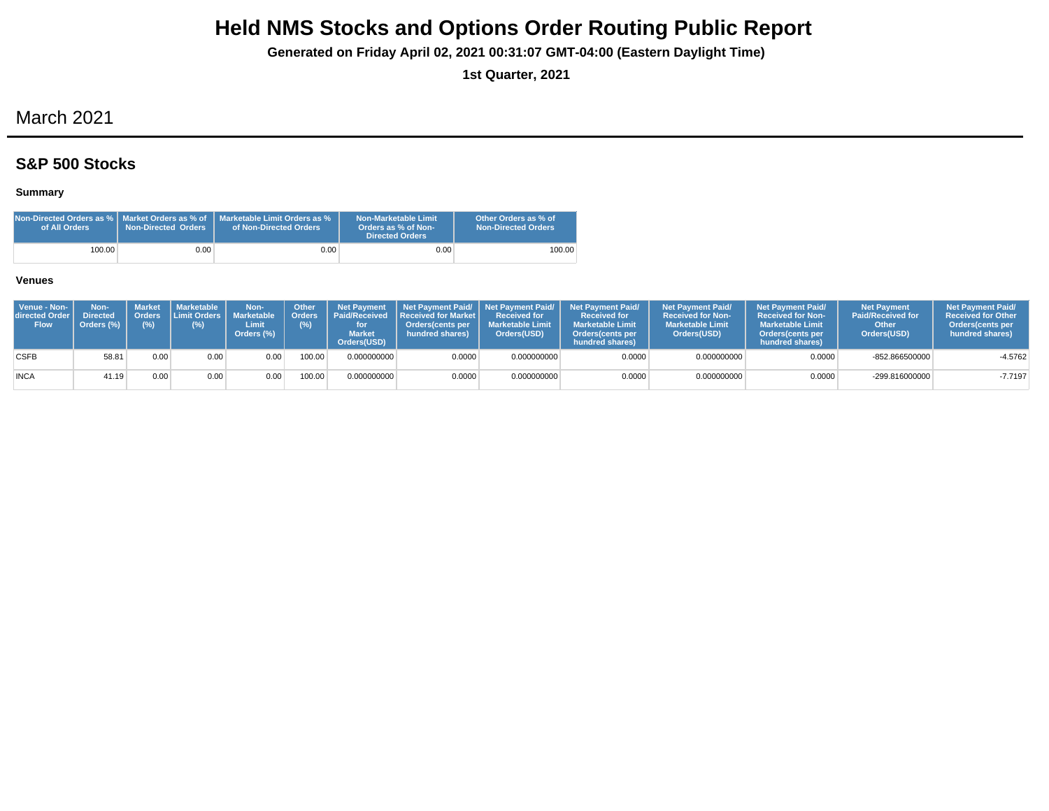# Held NMS Stocks and Options Order Routing Public Report

**Generated on Friday April 02, 2021 00:31:07 GMT-04:00 (Eastern Daylight Time)**

**1st Quarter, 2021**

## March 2021

### S&P 500 Stocks

**Summary**

| Non-Directed Orders as % of All Orders | Market Orders as % of Non-Directed Orders | Marketable Limit Orders as % of Non-Directed Orders | Non-Marketable Limit Orders as % of Non-Directed Orders | Other Orders as % of Non-Directed Orders |
|---|---|---|---|---|
| 100.00 | 0.00 | 0.00 | 0.00 | 100.00 |

**Venues**

| Venue - Non-directed Order Flow | Non-Directed Orders (%) | Market Orders (%) | Marketable Limit Orders (%) | Non-Marketable Limit Orders (%) | Other Orders (%) | Net Payment Paid/Received for Market Orders(USD) | Net Payment Paid/ Received for Market Orders(cents per hundred shares) | Net Payment Paid/ Received for Marketable Limit Orders(USD) | Net Payment Paid/ Received for Marketable Limit Orders(cents per hundred shares) | Net Payment Paid/ Received for Non-Marketable Limit Orders(USD) | Net Payment Paid/ Received for Non-Marketable Limit Orders(cents per hundred shares) | Net Payment Paid/Received for Other Orders(USD) | Net Payment Paid/ Received for Other Orders(cents per hundred shares) |
|---|---|---|---|---|---|---|---|---|---|---|---|---|---|
| CSFB | 58.81 | 0.00 | 0.00 | 0.00 | 100.00 | 0.000000000 | 0.0000 | 0.000000000 | 0.0000 | 0.000000000 | 0.0000 | -852.866500000 | -4.5762 |
| INCA | 41.19 | 0.00 | 0.00 | 0.00 | 100.00 | 0.000000000 | 0.0000 | 0.000000000 | 0.0000 | 0.000000000 | 0.0000 | -299.816000000 | -7.7197 |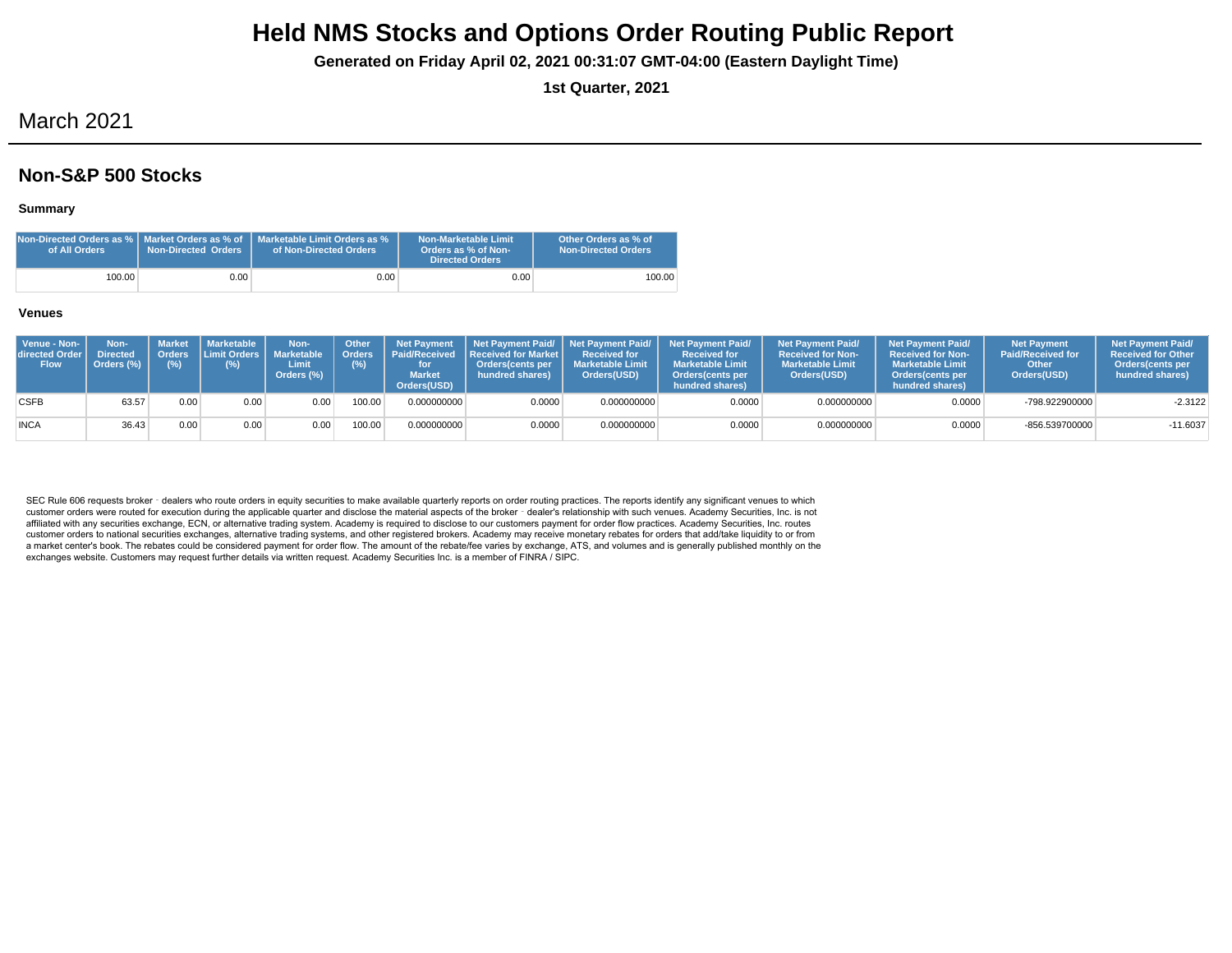# Held NMS Stocks and Options Order Routing Public Report

**Generated on Friday April 02, 2021 00:31:07 GMT-04:00 (Eastern Daylight Time)**

**1st Quarter, 2021**

## March 2021

## Non-S&P 500 Stocks

### Summary

| Non-Directed Orders as % of All Orders | Market Orders as % of Non-Directed Orders | Marketable Limit Orders as % of Non-Directed Orders | Non-Marketable Limit Orders as % of Non-Directed Orders | Other Orders as % of Non-Directed Orders |
|---|---|---|---|---|
| 100.00 | 0.00 | 0.00 | 0.00 | 100.00 |

### Venues

| Venue - Non-directed Order Flow | Non-Directed Orders (%) | Market Orders (%) | Marketable Limit Orders (%) | Non-Marketable Limit Orders (%) | Other Orders (%) | Net Payment Paid/Received for Market Orders(USD) | Net Payment Paid/ Received for Market Orders(cents per hundred shares) | Net Payment Paid/ Received for Marketable Limit Orders(USD) | Net Payment Paid/ Received for Marketable Limit Orders(cents per hundred shares) | Net Payment Paid/ Received for Non-Marketable Limit Orders(USD) | Net Payment Paid/ Received for Non-Marketable Limit Orders(cents per hundred shares) | Net Payment Paid/Received for Other Orders(USD) | Net Payment Paid/ Received for Other Orders(cents per hundred shares) |
|---|---|---|---|---|---|---|---|---|---|---|---|---|---|
| CSFB | 63.57 | 0.00 | 0.00 | 0.00 | 100.00 | 0.000000000 | 0.0000 | 0.000000000 | 0.0000 | 0.000000000 | 0.0000 | -798.922900000 | -2.3122 |
| INCA | 36.43 | 0.00 | 0.00 | 0.00 | 100.00 | 0.000000000 | 0.0000 | 0.000000000 | 0.0000 | 0.000000000 | 0.0000 | -856.539700000 | -11.6037 |

SEC Rule 606 requests broker - dealers who route orders in equity securities to make available quarterly reports on order routing practices. The reports identify any significant venues to which customer orders were routed for execution during the applicable quarter and disclose the material aspects of the broker - dealer's relationship with such venues. Academy Securities, Inc. is not affiliated with any securities exchange, ECN, or alternative trading system. Academy is required to disclose to our customers payment for order flow practices. Academy Securities, Inc. routes customer orders to national securities exchanges, alternative trading systems, and other registered brokers. Academy may receive monetary rebates for orders that add/take liquidity to or from a market center's book. The rebates could be considered payment for order flow. The amount of the rebate/fee varies by exchange, ATS, and volumes and is generally published monthly on the exchanges website. Customers may request further details via written request. Academy Securities Inc. is a member of FINRA / SIPC.